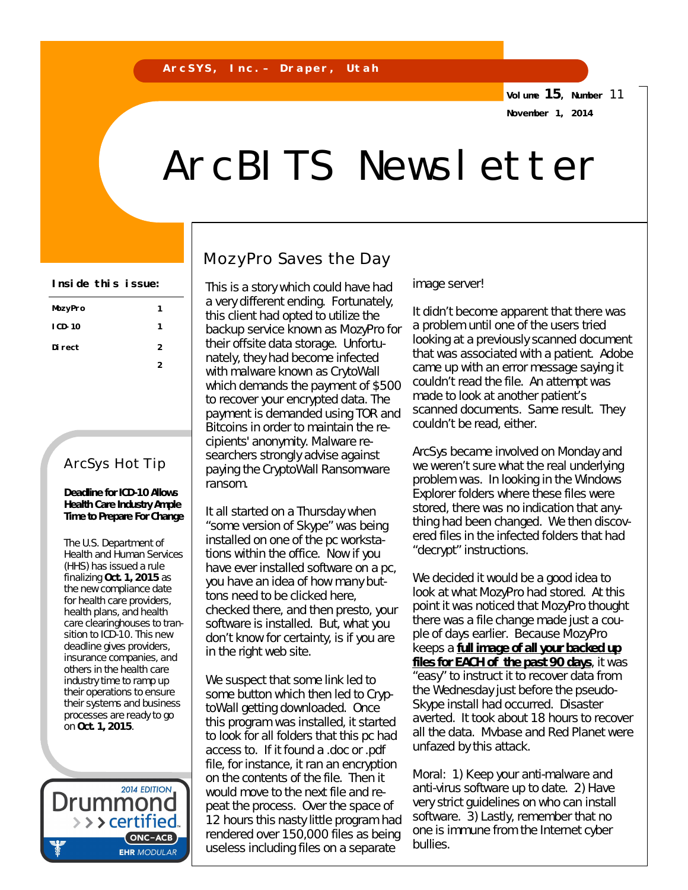ArcSYS, Inc. – Draper, Utah

Volume 15, Number 11

November 1, 2014

# ArcBITS Newsletter

**Inside this issue:**

| | |
|---|---|
| MozyPro | 1 |
| ICD-10 | 1 |
| Direct | 2 |
| | 2 |

## ArcSys Hot Tip

**Deadline for ICD-10 Allows Health Care Industry Ample Time to Prepare For Change**

The U.S. Department of Health and Human Services (HHS) has issued a rule finalizing **Oct. 1, 2015** as the new compliance date for health care providers, health plans, and health care clearinghouses to transition to ICD-10. This new deadline gives providers, insurance companies, and others in the health care industry time to ramp up their operations to ensure their systems and business processes are ready to go on **Oct. 1, 2015**.

2014 EDITION Drummond certified ONC-ACB EHR MODULAR

## MozyPro Saves the Day

This is a story which could have had a very different ending. Fortunately, this client had opted to utilize the backup service known as MozyPro for their offsite data storage. Unfortunately, they had become infected with malware known as CrytoWall which demands the payment of $500 to recover your encrypted data. The payment is demanded using TOR and Bitcoins in order to maintain the recipients' anonymity. Malware researchers strongly advise against paying the CryptoWall Ransomware ransom.

It all started on a Thursday when "some version of Skype" was being installed on one of the pc workstations within the office. Now if you have ever installed software on a pc, you have an idea of how many buttons need to be clicked here, checked there, and then presto, your software is installed. But, what you don't know for certainty, is if you are in the right web site.

We suspect that some link led to some button which then led to CryptoWall getting downloaded. Once this program was installed, it started to look for all folders that this pc had access to. If it found a .doc or .pdf file, for instance, it ran an encryption on the contents of the file. Then it would move to the next file and repeat the process. Over the space of 12 hours this nasty little program had rendered over 150,000 files as being useless including files on a separate image server!

It didn't become apparent that there was a problem until one of the users tried looking at a previously scanned document that was associated with a patient. Adobe came up with an error message saying it couldn't read the file. An attempt was made to look at another patient's scanned documents. Same result. They couldn't be read, either.

ArcSys became involved on Monday and we weren't sure what the real underlying problem was. In looking in the Windows Explorer folders where these files were stored, there was no indication that anything had been changed. We then discovered files in the infected folders that had "decrypt" instructions.

We decided it would be a good idea to look at what MozyPro had stored. At this point it was noticed that MozyPro thought there was a file change made just a couple of days earlier. Because MozyPro keeps a **full image of all your backed up files for EACH of the past 90 days**, it was "easy" to instruct it to recover data from the Wednesday just before the pseudo-Skype install had occurred. Disaster averted. It took about 18 hours to recover all the data. Mvbase and Red Planet were unfazed by this attack.

Moral: 1) Keep your anti-malware and anti-virus software up to date. 2) Have very strict guidelines on who can install software. 3) Lastly, remember that no one is immune from the Internet cyber bullies.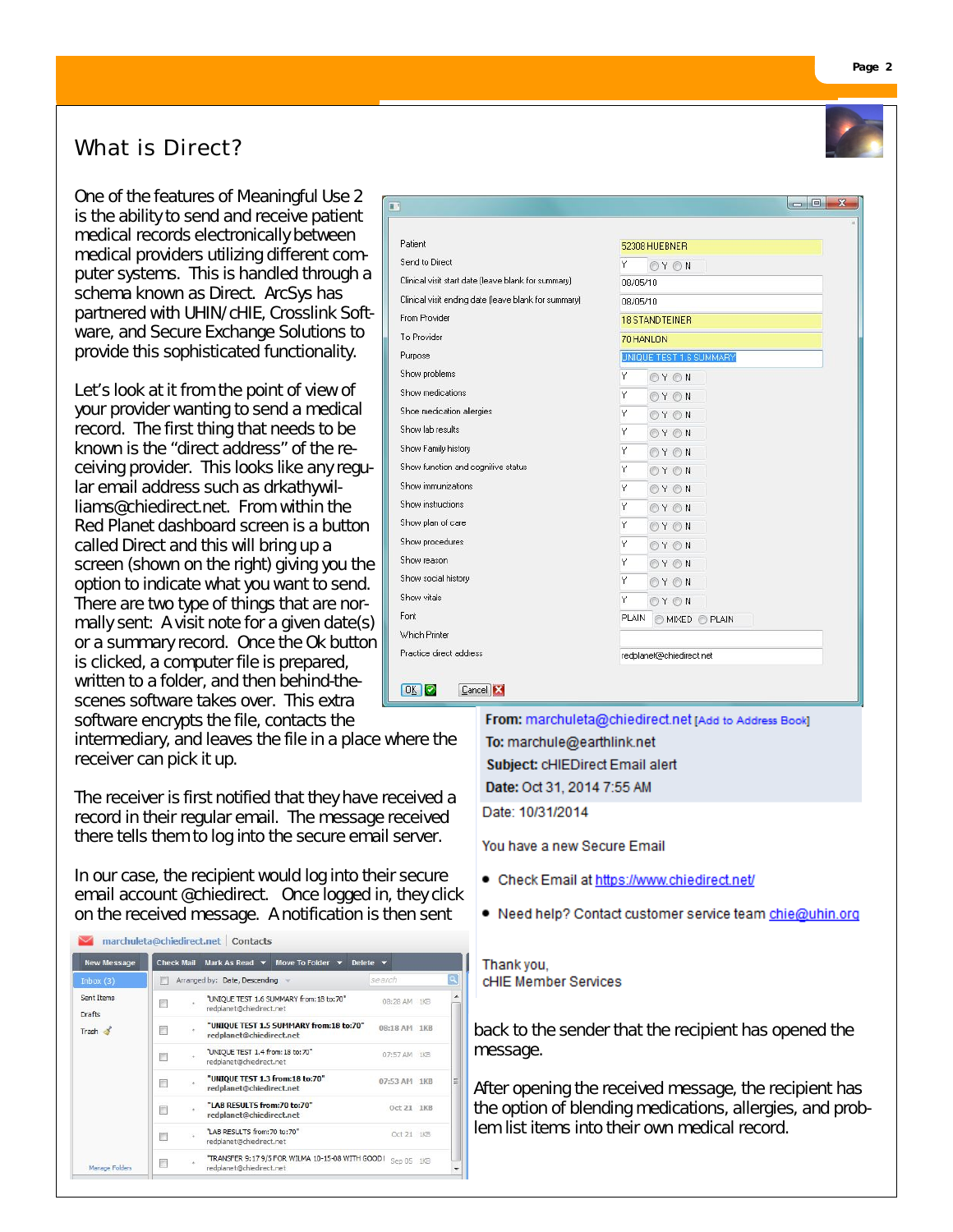## What is Direct?

One of the features of Meaningful Use 2 is the ability to send and receive patient medical records electronically between medical providers utilizing different computer systems. This is handled through a schema known as Direct. ArcSys has partnered with UHIN/cHIE, Crosslink Software, and Secure Exchange Solutions to provide this sophisticated functionality.

Let's look at it from the point of view of your provider wanting to send a medical record. The first thing that needs to be known is the "direct address" of the receiving provider. This looks like any regular email address such as drkathywilliams@chiedirect.net. From within the Red Planet dashboard screen is a button called Direct and this will bring up a screen (shown on the right) giving you the option to indicate what you want to send. There are two type of things that are normally sent: A visit note for a given date(s) or a summary record. Once the Ok button is clicked, a computer file is prepared, written to a folder, and then behind-the-scenes software takes over. This extra software encrypts the file, contacts the intermediary, and leaves the file in a place where the receiver can pick it up.

| | |
|---|---|
| Patient | 52308 HUEBNER |
| Send to Direct | Y ◯ Y ◯ N |
| Clinical visit start date (leave blank for summary) | 08/05/10 |
| Clinical visit ending date (leave blank for summary) | 08/05/10 |
| From Provider | 18 STANDTEINER |
| To Provider | 70 HANLON |
| Purpose | UNIQUE TEST 1.6 SUMMARY |
| Show problems | Y ◯ Y ◯ N |
| Show medications | Y ◯ Y ◯ N |
| Shoe medication allergies | Y ◯ Y ◯ N |
| Show lab results | Y ◯ Y ◯ N |
| Show Family history | Y ◯ Y ◯ N |
| Show function and cognitive status | Y ◯ Y ◯ N |
| Show immunizations | Y ◯ Y ◯ N |
| Show instructions | Y ◯ Y ◯ N |
| Show plan of care | Y ◯ Y ◯ N |
| Show procedures | Y ◯ Y ◯ N |
| Show reason | Y ◯ Y ◯ N |
| Show social history | Y ◯ Y ◯ N |
| Show vitals | Y ◯ Y ◯ N |
| Font | PLAIN ◯ MIXED ◯ PLAIN |
| Which Printer | |
| Practice direct address | redplanet@chiedirect.net |

OK Cancel

The receiver is first notified that they have received a record in their regular email. The message received there tells them to log into the secure email server.

**From:** marchuleta@chiedirect.net [Add to Address Book]
**To:** marchule@earthlink.net
**Subject:** cHIEDirect Email alert
**Date:** Oct 31, 2014 7:55 AM

Date: 10/31/2014

You have a new Secure Email

- Check Email at https://www.chiedirect.net/
- Need help? Contact customer service team chie@uhin.org

Thank you,
cHIE Member Services

In our case, the recipient would log into their secure email account @chiedirect. Once logged in, they click on the received message. A notification is then sent back to the sender that the recipient has opened the message.

marchuleta@chiedirect.net | Contacts

New Message | Check Mail | Mark As Read | Move To Folder | Delete

Inbox (3)
Sent Items
Drafts
Trash
Manage Folders

Arranged by: Date, Descending

| Subject / From | Time | Size |
|---|---|---|
| "UNIQUE TEST 1.6 SUMMARY from:18 to:70" redplanet@chiedirect.net | 08:28 AM | 1KB |
| **"UNIQUE TEST 1.5 SUMMARY from:18 to:70" redplanet@chiedirect.net** | **08:18 AM** | **1KB** |
| "UNIQUE TEST 1.4 from:18 to:70" redplanet@chiedirect.net | 07:57 AM | 1KB |
| **"UNIQUE TEST 1.3 from:18 to:70" redplanet@chiedirect.net** | **07:53 AM** | **1KB** |
| **"LAB RESULTS from:70 to:70" redplanet@chiedirect.net** | **Oct 21** | **1KB** |
| "LAB RESULTS from:70 to:70" redplanet@chiedirect.net | Oct 21 | 1KB |
| "TRANSFER 9:17 9/5 FOR WILMA 10-15-08 WITH GOOD I redplanet@chiedirect.net | Sep 05 | 1KB |

After opening the received message, the recipient has the option of blending medications, allergies, and problem list items into their own medical record.